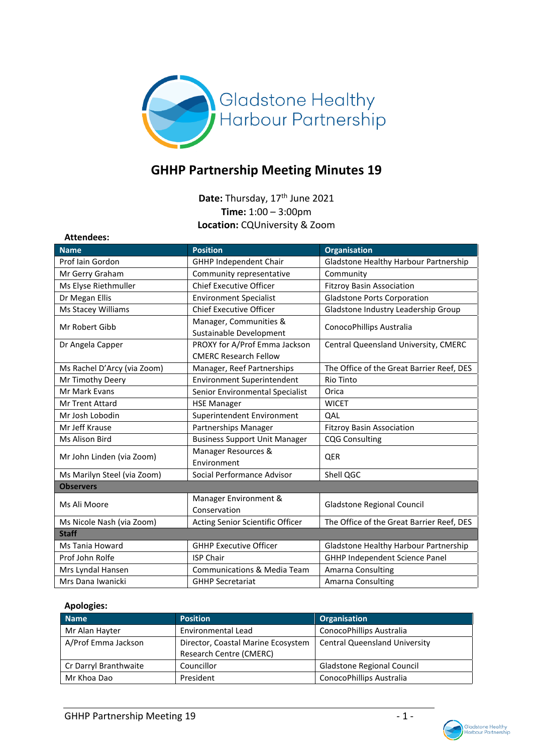Gladstone Healthy Harbour Partnership

# GHHP Partnership Meeting Minutes 19

**Date:** Thursday, 17th June 2021
**Time:** 1:00 – 3:00pm
**Location:** CQUniversity & Zoom

**Attendees:**

| Name | Position | Organisation |
|---|---|---|
| Prof Iain Gordon | GHHP Independent Chair | Gladstone Healthy Harbour Partnership |
| Mr Gerry Graham | Community representative | Community |
| Ms Elyse Riethmuller | Chief Executive Officer | Fitzroy Basin Association |
| Dr Megan Ellis | Environment Specialist | Gladstone Ports Corporation |
| Ms Stacey Williams | Chief Executive Officer | Gladstone Industry Leadership Group |
| Mr Robert Gibb | Manager, Communities & Sustainable Development | ConocoPhillips Australia |
| Dr Angela Capper | PROXY for A/Prof Emma Jackson CMERC Research Fellow | Central Queensland University, CMERC |
| Ms Rachel D'Arcy (via Zoom) | Manager, Reef Partnerships | The Office of the Great Barrier Reef, DES |
| Mr Timothy Deery | Environment Superintendent | Rio Tinto |
| Mr Mark Evans | Senior Environmental Specialist | Orica |
| Mr Trent Attard | HSE Manager | WICET |
| Mr Josh Lobodin | Superintendent Environment | QAL |
| Mr Jeff Krause | Partnerships Manager | Fitzroy Basin Association |
| Ms Alison Bird | Business Support Unit Manager | CQG Consulting |
| Mr John Linden (via Zoom) | Manager Resources & Environment | QER |
| Ms Marilyn Steel (via Zoom) | Social Performance Advisor | Shell QGC |
| **Observers** | | |
| Ms Ali Moore | Manager Environment & Conservation | Gladstone Regional Council |
| Ms Nicole Nash (via Zoom) | Acting Senior Scientific Officer | The Office of the Great Barrier Reef, DES |
| **Staff** | | |
| Ms Tania Howard | GHHP Executive Officer | Gladstone Healthy Harbour Partnership |
| Prof John Rolfe | ISP Chair | GHHP Independent Science Panel |
| Mrs Lyndal Hansen | Communications & Media Team | Amarna Consulting |
| Mrs Dana Iwanicki | GHHP Secretariat | Amarna Consulting |

**Apologies:**

| Name | Position | Organisation |
|---|---|---|
| Mr Alan Hayter | Environmental Lead | ConocoPhillips Australia |
| A/Prof Emma Jackson | Director, Coastal Marine Ecosystem Research Centre (CMERC) | Central Queensland University |
| Cr Darryl Branthwaite | Councillor | Gladstone Regional Council |
| Mr Khoa Dao | President | ConocoPhillips Australia |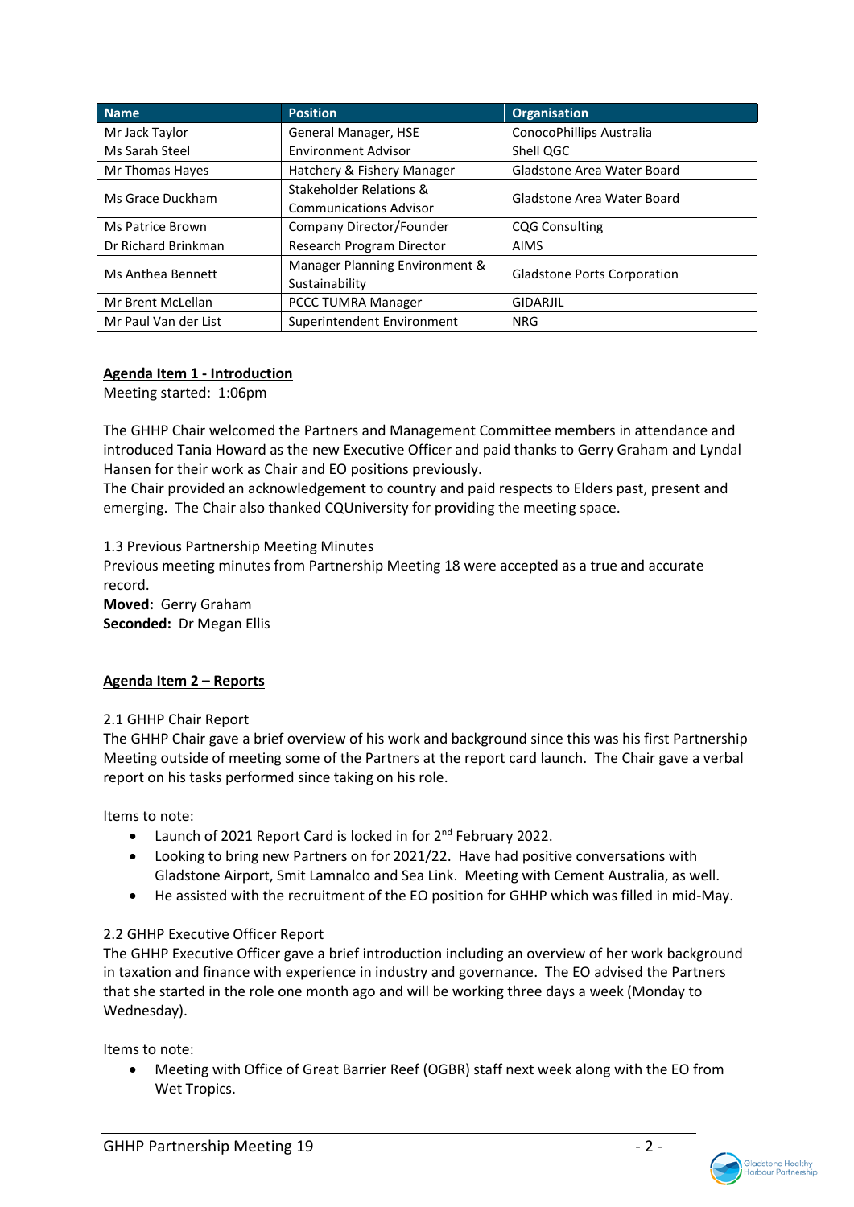| Name | Position | Organisation |
|---|---|---|
| Mr Jack Taylor | General Manager, HSE | ConocoPhillips Australia |
| Ms Sarah Steel | Environment Advisor | Shell QGC |
| Mr Thomas Hayes | Hatchery & Fishery Manager | Gladstone Area Water Board |
| Ms Grace Duckham | Stakeholder Relations & Communications Advisor | Gladstone Area Water Board |
| Ms Patrice Brown | Company Director/Founder | CQG Consulting |
| Dr Richard Brinkman | Research Program Director | AIMS |
| Ms Anthea Bennett | Manager Planning Environment & Sustainability | Gladstone Ports Corporation |
| Mr Brent McLellan | PCCC TUMRA Manager | GIDARJIL |
| Mr Paul Van der List | Superintendent Environment | NRG |

**Agenda Item 1 - Introduction**

Meeting started: 1:06pm

The GHHP Chair welcomed the Partners and Management Committee members in attendance and introduced Tania Howard as the new Executive Officer and paid thanks to Gerry Graham and Lyndal Hansen for their work as Chair and EO positions previously.

The Chair provided an acknowledgement to country and paid respects to Elders past, present and emerging. The Chair also thanked CQUniversity for providing the meeting space.

1.3 Previous Partnership Meeting Minutes

Previous meeting minutes from Partnership Meeting 18 were accepted as a true and accurate record.

**Moved:** Gerry Graham

**Seconded:** Dr Megan Ellis

**Agenda Item 2 – Reports**

2.1 GHHP Chair Report

The GHHP Chair gave a brief overview of his work and background since this was his first Partnership Meeting outside of meeting some of the Partners at the report card launch. The Chair gave a verbal report on his tasks performed since taking on his role.

Items to note:

- Launch of 2021 Report Card is locked in for 2nd February 2022.
- Looking to bring new Partners on for 2021/22. Have had positive conversations with Gladstone Airport, Smit Lamnalco and Sea Link. Meeting with Cement Australia, as well.
- He assisted with the recruitment of the EO position for GHHP which was filled in mid-May.

2.2 GHHP Executive Officer Report

The GHHP Executive Officer gave a brief introduction including an overview of her work background in taxation and finance with experience in industry and governance. The EO advised the Partners that she started in the role one month ago and will be working three days a week (Monday to Wednesday).

Items to note:

- Meeting with Office of Great Barrier Reef (OGBR) staff next week along with the EO from Wet Tropics.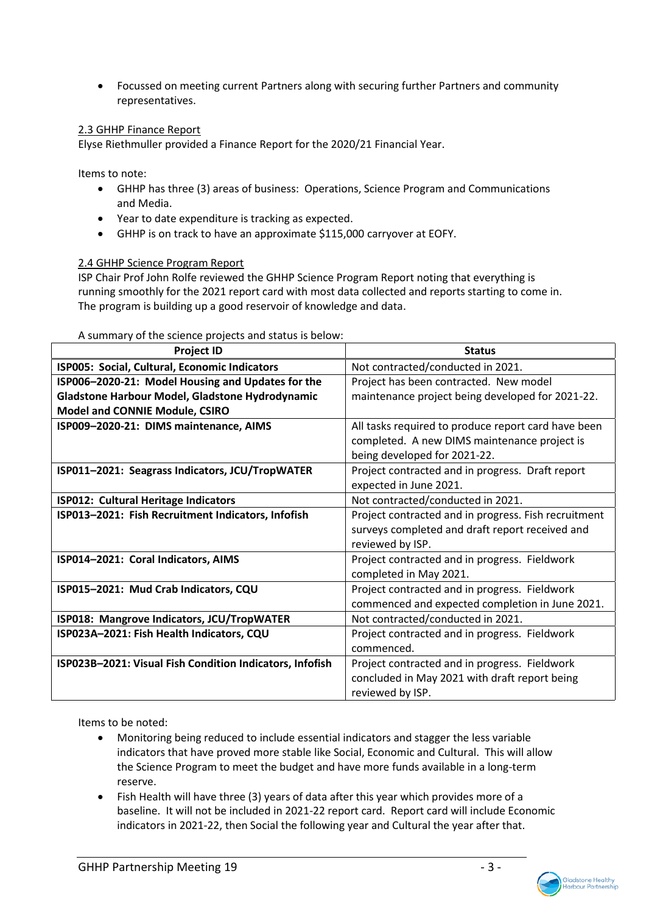- Focussed on meeting current Partners along with securing further Partners and community representatives.

2.3 GHHP Finance Report

Elyse Riethmuller provided a Finance Report for the 2020/21 Financial Year.

Items to note:

- GHHP has three (3) areas of business: Operations, Science Program and Communications and Media.
- Year to date expenditure is tracking as expected.
- GHHP is on track to have an approximate $115,000 carryover at EOFY.

2.4 GHHP Science Program Report

ISP Chair Prof John Rolfe reviewed the GHHP Science Program Report noting that everything is running smoothly for the 2021 report card with most data collected and reports starting to come in. The program is building up a good reservoir of knowledge and data.

A summary of the science projects and status is below:

| Project ID | Status |
| --- | --- |
| **ISP005: Social, Cultural, Economic Indicators** | Not contracted/conducted in 2021. |
| **ISP006–2020-21: Model Housing and Updates for the Gladstone Harbour Model, Gladstone Hydrodynamic Model and CONNIE Module, CSIRO** | Project has been contracted. New model maintenance project being developed for 2021-22. |
| **ISP009–2020-21: DIMS maintenance, AIMS** | All tasks required to produce report card have been completed. A new DIMS maintenance project is being developed for 2021-22. |
| **ISP011–2021: Seagrass Indicators, JCU/TropWATER** | Project contracted and in progress. Draft report expected in June 2021. |
| **ISP012: Cultural Heritage Indicators** | Not contracted/conducted in 2021. |
| **ISP013–2021: Fish Recruitment Indicators, Infofish** | Project contracted and in progress. Fish recruitment surveys completed and draft report received and reviewed by ISP. |
| **ISP014–2021: Coral Indicators, AIMS** | Project contracted and in progress. Fieldwork completed in May 2021. |
| **ISP015–2021: Mud Crab Indicators, CQU** | Project contracted and in progress. Fieldwork commenced and expected completion in June 2021. |
| **ISP018: Mangrove Indicators, JCU/TropWATER** | Not contracted/conducted in 2021. |
| **ISP023A–2021: Fish Health Indicators, CQU** | Project contracted and in progress. Fieldwork commenced. |
| **ISP023B–2021: Visual Fish Condition Indicators, Infofish** | Project contracted and in progress. Fieldwork concluded in May 2021 with draft report being reviewed by ISP. |

Items to be noted:

- Monitoring being reduced to include essential indicators and stagger the less variable indicators that have proved more stable like Social, Economic and Cultural. This will allow the Science Program to meet the budget and have more funds available in a long-term reserve.
- Fish Health will have three (3) years of data after this year which provides more of a baseline. It will not be included in 2021-22 report card. Report card will include Economic indicators in 2021-22, then Social the following year and Cultural the year after that.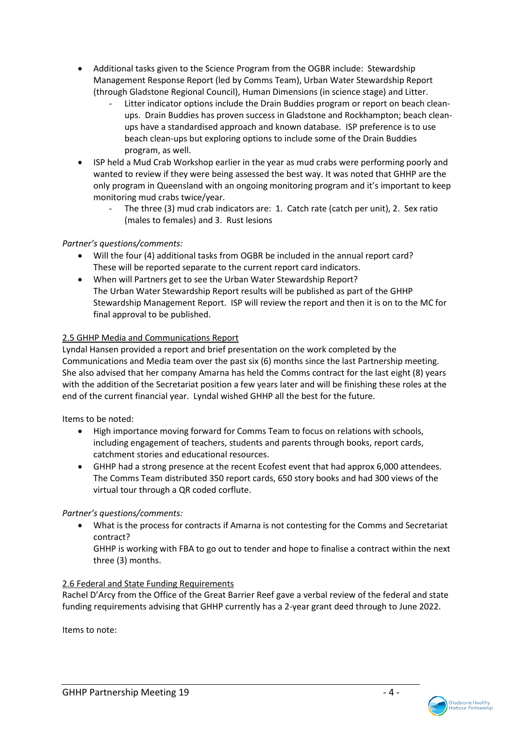- Additional tasks given to the Science Program from the OGBR include: Stewardship Management Response Report (led by Comms Team), Urban Water Stewardship Report (through Gladstone Regional Council), Human Dimensions (in science stage) and Litter.
    - Litter indicator options include the Drain Buddies program or report on beach clean-ups. Drain Buddies has proven success in Gladstone and Rockhampton; beach clean-ups have a standardised approach and known database. ISP preference is to use beach clean-ups but exploring options to include some of the Drain Buddies program, as well.
- ISP held a Mud Crab Workshop earlier in the year as mud crabs were performing poorly and wanted to review if they were being assessed the best way. It was noted that GHHP are the only program in Queensland with an ongoing monitoring program and it's important to keep monitoring mud crabs twice/year.
    - The three (3) mud crab indicators are: 1. Catch rate (catch per unit), 2. Sex ratio (males to females) and 3. Rust lesions

*Partner's questions/comments:*

- Will the four (4) additional tasks from OGBR be included in the annual report card? These will be reported separate to the current report card indicators.
- When will Partners get to see the Urban Water Stewardship Report? The Urban Water Stewardship Report results will be published as part of the GHHP Stewardship Management Report. ISP will review the report and then it is on to the MC for final approval to be published.

### 2.5 GHHP Media and Communications Report

Lyndal Hansen provided a report and brief presentation on the work completed by the Communications and Media team over the past six (6) months since the last Partnership meeting. She also advised that her company Amarna has held the Comms contract for the last eight (8) years with the addition of the Secretariat position a few years later and will be finishing these roles at the end of the current financial year. Lyndal wished GHHP all the best for the future.

Items to be noted:

- High importance moving forward for Comms Team to focus on relations with schools, including engagement of teachers, students and parents through books, report cards, catchment stories and educational resources.
- GHHP had a strong presence at the recent Ecofest event that had approx 6,000 attendees. The Comms Team distributed 350 report cards, 650 story books and had 300 views of the virtual tour through a QR coded corflute.

*Partner's questions/comments:*

- What is the process for contracts if Amarna is not contesting for the Comms and Secretariat contract?
  GHHP is working with FBA to go out to tender and hope to finalise a contract within the next three (3) months.

### 2.6 Federal and State Funding Requirements

Rachel D'Arcy from the Office of the Great Barrier Reef gave a verbal review of the federal and state funding requirements advising that GHHP currently has a 2-year grant deed through to June 2022.

Items to note: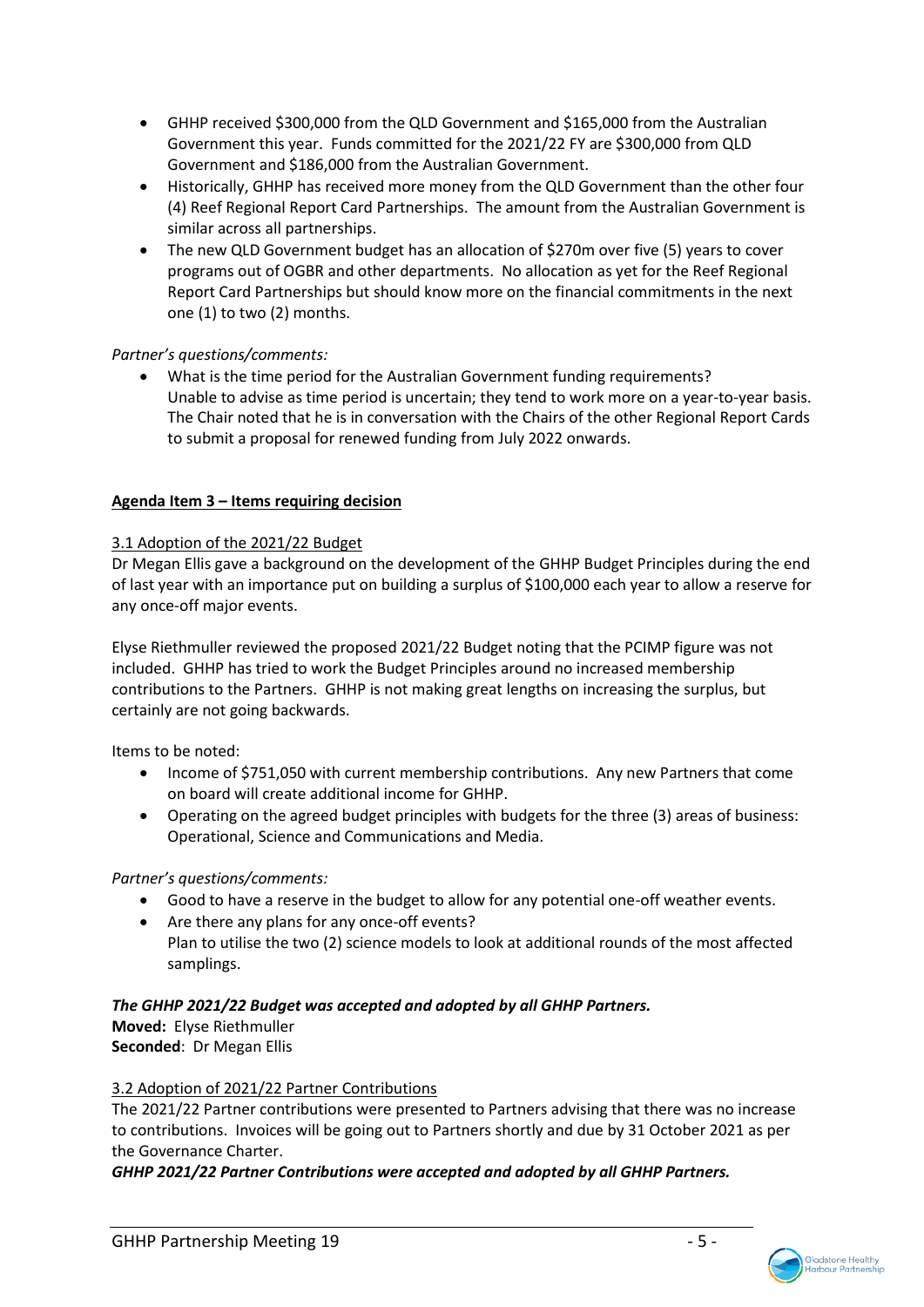- GHHP received $300,000 from the QLD Government and $165,000 from the Australian Government this year. Funds committed for the 2021/22 FY are $300,000 from QLD Government and $186,000 from the Australian Government.
- Historically, GHHP has received more money from the QLD Government than the other four (4) Reef Regional Report Card Partnerships. The amount from the Australian Government is similar across all partnerships.
- The new QLD Government budget has an allocation of $270m over five (5) years to cover programs out of OGBR and other departments. No allocation as yet for the Reef Regional Report Card Partnerships but should know more on the financial commitments in the next one (1) to two (2) months.

*Partner's questions/comments:*

- What is the time period for the Australian Government funding requirements?
  Unable to advise as time period is uncertain; they tend to work more on a year-to-year basis. The Chair noted that he is in conversation with the Chairs of the other Regional Report Cards to submit a proposal for renewed funding from July 2022 onwards.

**Agenda Item 3 – Items requiring decision**

3.1 Adoption of the 2021/22 Budget

Dr Megan Ellis gave a background on the development of the GHHP Budget Principles during the end of last year with an importance put on building a surplus of $100,000 each year to allow a reserve for any once-off major events.

Elyse Riethmuller reviewed the proposed 2021/22 Budget noting that the PCIMP figure was not included. GHHP has tried to work the Budget Principles around no increased membership contributions to the Partners. GHHP is not making great lengths on increasing the surplus, but certainly are not going backwards.

Items to be noted:

- Income of $751,050 with current membership contributions. Any new Partners that come on board will create additional income for GHHP.
- Operating on the agreed budget principles with budgets for the three (3) areas of business: Operational, Science and Communications and Media.

*Partner's questions/comments:*

- Good to have a reserve in the budget to allow for any potential one-off weather events.
- Are there any plans for any once-off events?
  Plan to utilise the two (2) science models to look at additional rounds of the most affected samplings.

***The GHHP 2021/22 Budget was accepted and adopted by all GHHP Partners.***
**Moved:** Elyse Riethmuller
**Seconded**: Dr Megan Ellis

3.2 Adoption of 2021/22 Partner Contributions

The 2021/22 Partner contributions were presented to Partners advising that there was no increase to contributions. Invoices will be going out to Partners shortly and due by 31 October 2021 as per the Governance Charter.

***GHHP 2021/22 Partner Contributions were accepted and adopted by all GHHP Partners.***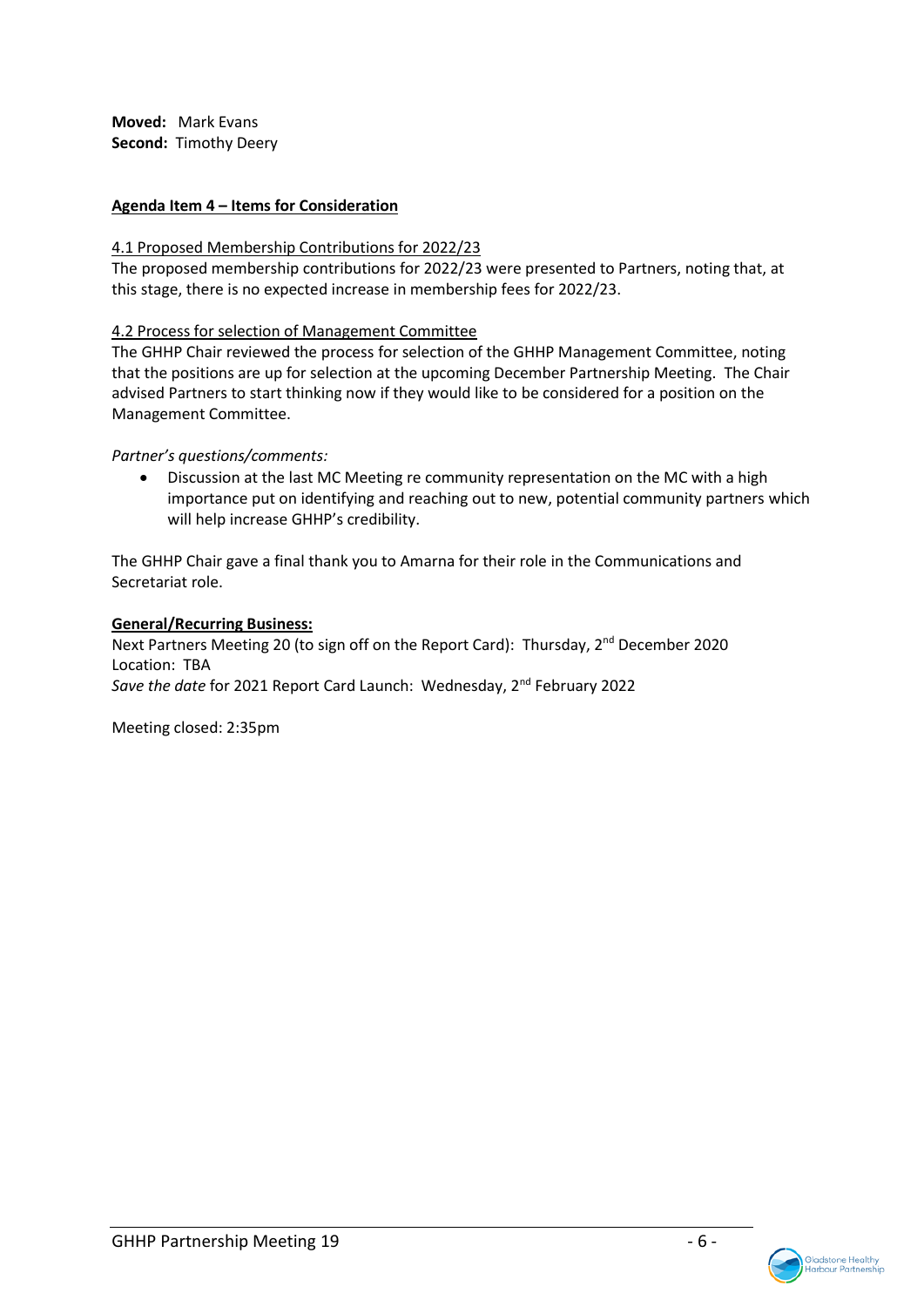**Moved:** Mark Evans
**Second:** Timothy Deery

**Agenda Item 4 – Items for Consideration**

4.1 Proposed Membership Contributions for 2022/23

The proposed membership contributions for 2022/23 were presented to Partners, noting that, at this stage, there is no expected increase in membership fees for 2022/23.

4.2 Process for selection of Management Committee

The GHHP Chair reviewed the process for selection of the GHHP Management Committee, noting that the positions are up for selection at the upcoming December Partnership Meeting. The Chair advised Partners to start thinking now if they would like to be considered for a position on the Management Committee.

*Partner's questions/comments:*

- Discussion at the last MC Meeting re community representation on the MC with a high importance put on identifying and reaching out to new, potential community partners which will help increase GHHP's credibility.

The GHHP Chair gave a final thank you to Amarna for their role in the Communications and Secretariat role.

**General/Recurring Business:**

Next Partners Meeting 20 (to sign off on the Report Card): Thursday, 2nd December 2020
Location: TBA
*Save the date* for 2021 Report Card Launch: Wednesday, 2nd February 2022

Meeting closed: 2:35pm